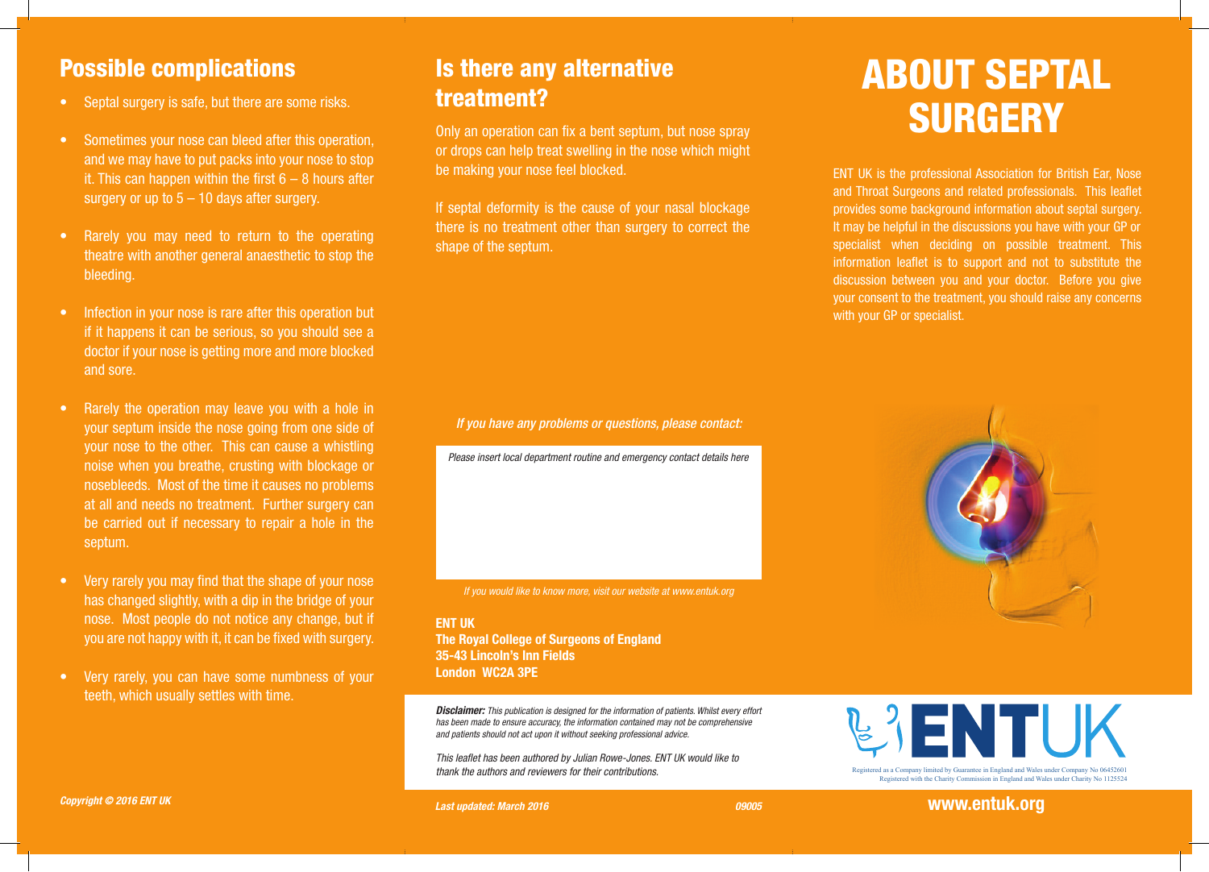## Possible complications

- Septal surgery is safe, but there are some risks.
- Sometimes your nose can bleed after this operation, and we may have to put packs into your nose to stop it. This can happen within the first 6 – 8 hours after surgery or up to 5 – 10 days after surgery.
- Rarely you may need to return to the operating theatre with another general anaesthetic to stop the bleeding.
- Infection in your nose is rare after this operation but if it happens it can be serious, so you should see a doctor if your nose is getting more and more blocked and sore.
- Rarely the operation may leave you with a hole in your septum inside the nose going from one side of your nose to the other. This can cause a whistling noise when you breathe, crusting with blockage or nosebleeds. Most of the time it causes no problems at all and needs no treatment. Further surgery can be carried out if necessary to repair a hole in the septum.
- Very rarely you may find that the shape of your nose has changed slightly, with a dip in the bridge of your nose. Most people do not notice any change, but if you are not happy with it, it can be fixed with surgery.
- Very rarely, you can have some numbness of your teeth, which usually settles with time.

*Copyright © 2016 ENT UK*

## Is there any alternative treatment?

Only an operation can fix a bent septum, but nose spray or drops can help treat swelling in the nose which might be making your nose feel blocked.

If septal deformity is the cause of your nasal blockage there is no treatment other than surgery to correct the shape of the septum.

*If you have any problems or questions, please contact:*

*Please insert local department routine and emergency contact details here*

*If you would like to know more, visit our website at www.entuk.org*

**ENT UK**
**The Royal College of Surgeons of England**
**35-43 Lincoln's Inn Fields**
**London WC2A 3PE**

***Disclaimer:*** *This publication is designed for the information of patients. Whilst every effort has been made to ensure accuracy, the information contained may not be comprehensive and patients should not act upon it without seeking professional advice.*

*This leaflet has been authored by Julian Rowe-Jones. ENT UK would like to thank the authors and reviewers for their contributions.*

*Last updated: March 2016* *09005*

# ABOUT SEPTAL SURGERY

ENT UK is the professional Association for British Ear, Nose and Throat Surgeons and related professionals. This leaflet provides some background information about septal surgery. It may be helpful in the discussions you have with your GP or specialist when deciding on possible treatment. This information leaflet is to support and not to substitute the discussion between you and your doctor. Before you give your consent to the treatment, you should raise any concerns with your GP or specialist.

ENTUK

Registered as a Company limited by Guarantee in England and Wales under Company No 06452601
Registered with the Charity Commission in England and Wales under Charity No 1125524

**www.entuk.org**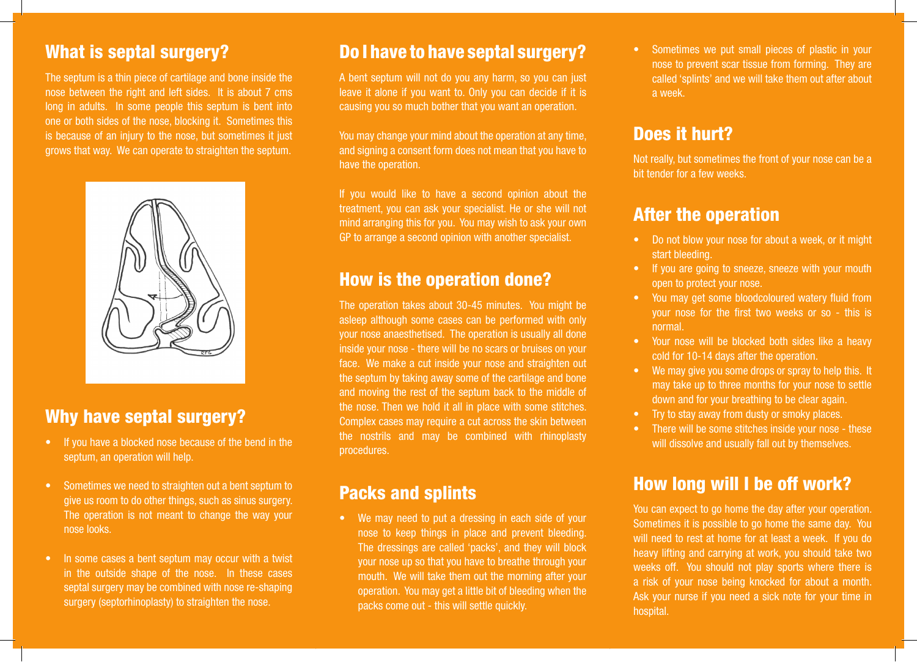## What is septal surgery?

The septum is a thin piece of cartilage and bone inside the nose between the right and left sides. It is about 7 cms long in adults. In some people this septum is bent into one or both sides of the nose, blocking it. Sometimes this is because of an injury to the nose, but sometimes it just grows that way. We can operate to straighten the septum.

## Why have septal surgery?

- If you have a blocked nose because of the bend in the septum, an operation will help.
- Sometimes we need to straighten out a bent septum to give us room to do other things, such as sinus surgery. The operation is not meant to change the way your nose looks.
- In some cases a bent septum may occur with a twist in the outside shape of the nose. In these cases septal surgery may be combined with nose re-shaping surgery (septorhinoplasty) to straighten the nose.

## Do I have to have septal surgery?

A bent septum will not do you any harm, so you can just leave it alone if you want to. Only you can decide if it is causing you so much bother that you want an operation.

You may change your mind about the operation at any time, and signing a consent form does not mean that you have to have the operation.

If you would like to have a second opinion about the treatment, you can ask your specialist. He or she will not mind arranging this for you. You may wish to ask your own GP to arrange a second opinion with another specialist.

## How is the operation done?

The operation takes about 30-45 minutes. You might be asleep although some cases can be performed with only your nose anaesthetised. The operation is usually all done inside your nose - there will be no scars or bruises on your face. We make a cut inside your nose and straighten out the septum by taking away some of the cartilage and bone and moving the rest of the septum back to the middle of the nose. Then we hold it all in place with some stitches. Complex cases may require a cut across the skin between the nostrils and may be combined with rhinoplasty procedures.

## Packs and splints

- We may need to put a dressing in each side of your nose to keep things in place and prevent bleeding. The dressings are called 'packs', and they will block your nose up so that you have to breathe through your mouth. We will take them out the morning after your operation. You may get a little bit of bleeding when the packs come out - this will settle quickly.
- Sometimes we put small pieces of plastic in your nose to prevent scar tissue from forming. They are called 'splints' and we will take them out after about a week.

## Does it hurt?

Not really, but sometimes the front of your nose can be a bit tender for a few weeks.

## After the operation

- Do not blow your nose for about a week, or it might start bleeding.
- If you are going to sneeze, sneeze with your mouth open to protect your nose.
- You may get some bloodcoloured watery fluid from your nose for the first two weeks or so - this is normal.
- Your nose will be blocked both sides like a heavy cold for 10-14 days after the operation.
- We may give you some drops or spray to help this. It may take up to three months for your nose to settle down and for your breathing to be clear again.
- Try to stay away from dusty or smoky places.
- There will be some stitches inside your nose - these will dissolve and usually fall out by themselves.

## How long will I be off work?

You can expect to go home the day after your operation. Sometimes it is possible to go home the same day. You will need to rest at home for at least a week. If you do heavy lifting and carrying at work, you should take two weeks off. You should not play sports where there is a risk of your nose being knocked for about a month. Ask your nurse if you need a sick note for your time in hospital.